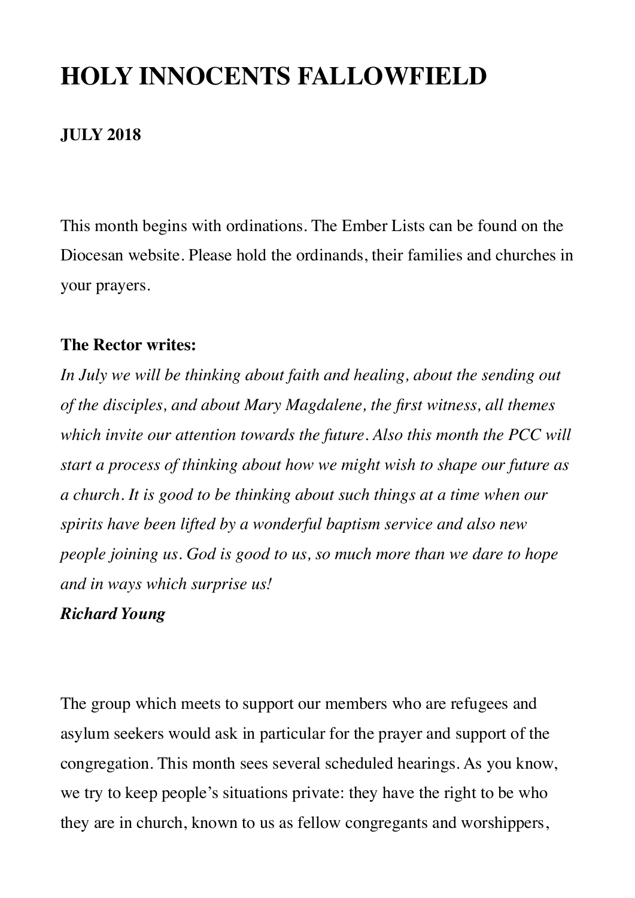# HOLY INNOCENTS FALLOWFIELD

**JULY 2018**

This month begins with ordinations. The Ember Lists can be found on the Diocesan website. Please hold the ordinands, their families and churches in your prayers.

**The Rector writes:**

*In July we will be thinking about faith and healing, about the sending out of the disciples, and about Mary Magdalene, the first witness, all themes which invite our attention towards the future. Also this month the PCC will start a process of thinking about how we might wish to shape our future as a church. It is good to be thinking about such things at a time when our spirits have been lifted by a wonderful baptism service and also new people joining us. God is good to us, so much more than we dare to hope and in ways which surprise us!*

***Richard Young***

The group which meets to support our members who are refugees and asylum seekers would ask in particular for the prayer and support of the congregation. This month sees several scheduled hearings. As you know, we try to keep people's situations private: they have the right to be who they are in church, known to us as fellow congregants and worshippers,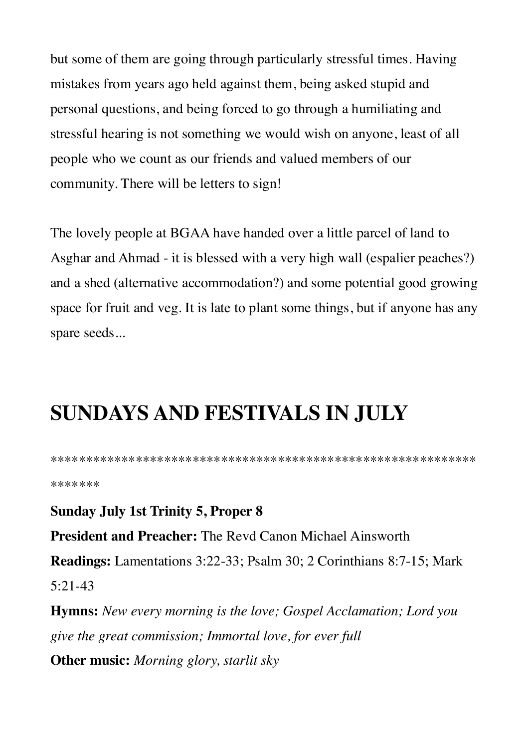but some of them are going through particularly stressful times. Having mistakes from years ago held against them, being asked stupid and personal questions, and being forced to go through a humiliating and stressful hearing is not something we would wish on anyone, least of all people who we count as our friends and valued members of our community. There will be letters to sign!

The lovely people at BGAA have handed over a little parcel of land to Asghar and Ahmad - it is blessed with a very high wall (espalier peaches?) and a shed (alternative accommodation?) and some potential good growing space for fruit and veg. It is late to plant some things, but if anyone has any spare seeds...

# SUNDAYS AND FESTIVALS IN JULY

*****************************************************************

**Sunday July 1st Trinity 5, Proper 8**

**President and Preacher:** The Revd Canon Michael Ainsworth

**Readings:** Lamentations 3:22-33; Psalm 30; 2 Corinthians 8:7-15; Mark 5:21-43

**Hymns:** *New every morning is the love; Gospel Acclamation; Lord you give the great commission; Immortal love, for ever full*

**Other music:** *Morning glory, starlit sky*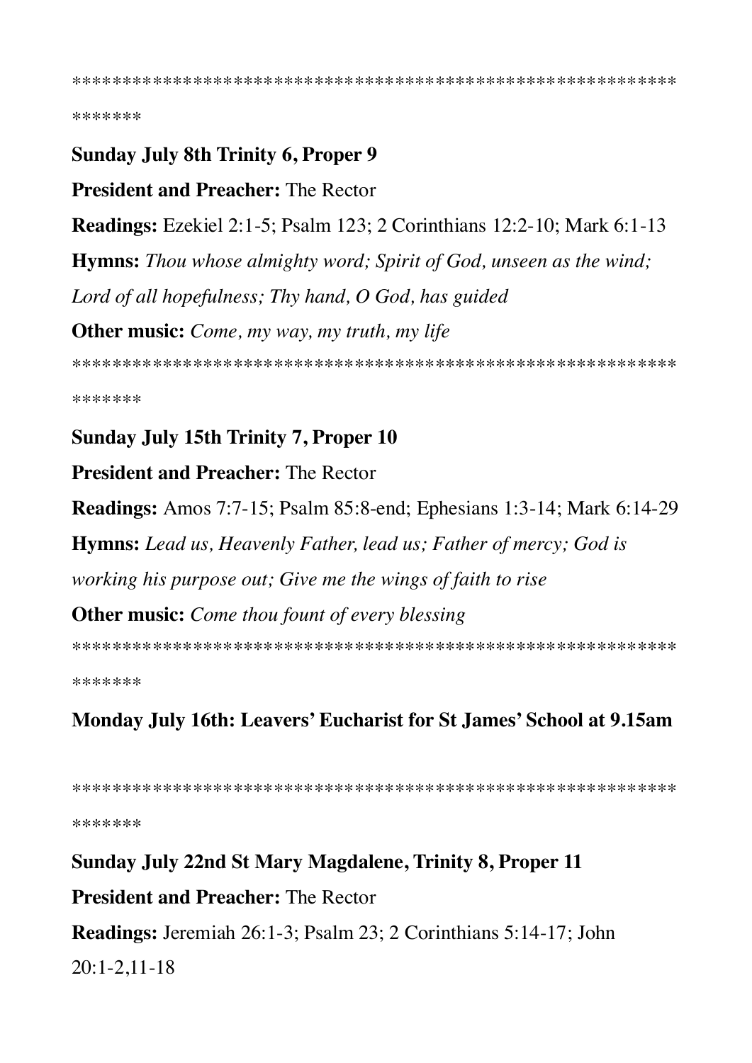**************************************************************
*******

**Sunday July 8th Trinity 6, Proper 9**

**President and Preacher:** The Rector

**Readings:** Ezekiel 2:1-5; Psalm 123; 2 Corinthians 12:2-10; Mark 6:1-13

**Hymns:** *Thou whose almighty word; Spirit of God, unseen as the wind; Lord of all hopefulness; Thy hand, O God, has guided*

**Other music:** *Come, my way, my truth, my life*

**************************************************************
*******

**Sunday July 15th Trinity 7, Proper 10**

**President and Preacher:** The Rector

**Readings:** Amos 7:7-15; Psalm 85:8-end; Ephesians 1:3-14; Mark 6:14-29

**Hymns:** *Lead us, Heavenly Father, lead us; Father of mercy; God is working his purpose out; Give me the wings of faith to rise*

**Other music:** *Come thou fount of every blessing*

**************************************************************
*******

**Monday July 16th: Leavers' Eucharist for St James' School at 9.15am**

**************************************************************
*******

**Sunday July 22nd St Mary Magdalene, Trinity 8, Proper 11**

**President and Preacher:** The Rector

**Readings:** Jeremiah 26:1-3; Psalm 23; 2 Corinthians 5:14-17; John 20:1-2,11-18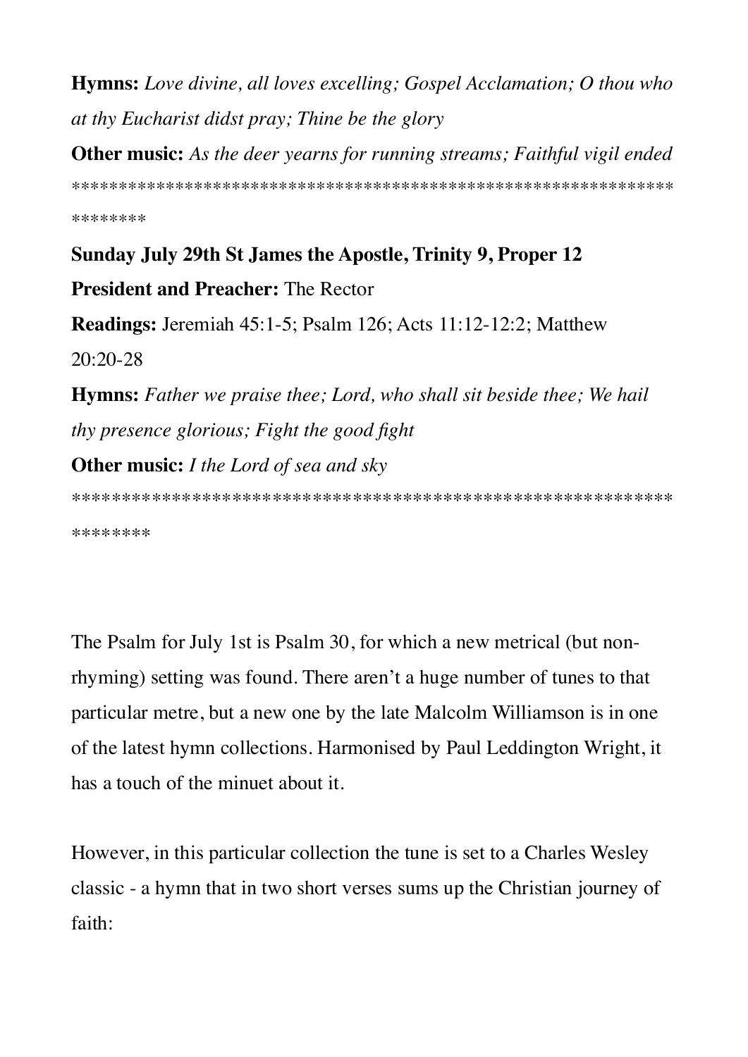**Hymns:** *Love divine, all loves excelling; Gospel Acclamation; O thou who at thy Eucharist didst pray; Thine be the glory*

**Other music:** *As the deer yearns for running streams; Faithful vigil ended*

************************************************************************

**Sunday July 29th St James the Apostle, Trinity 9, Proper 12**

**President and Preacher:** The Rector

**Readings:** Jeremiah 45:1-5; Psalm 126; Acts 11:12-12:2; Matthew 20:20-28

**Hymns:** *Father we praise thee; Lord, who shall sit beside thee; We hail thy presence glorious; Fight the good fight*

**Other music:** *I the Lord of sea and sky*

************************************************************************

The Psalm for July 1st is Psalm 30, for which a new metrical (but non-rhyming) setting was found. There aren't a huge number of tunes to that particular metre, but a new one by the late Malcolm Williamson is in one of the latest hymn collections. Harmonised by Paul Leddington Wright, it has a touch of the minuet about it.

However, in this particular collection the tune is set to a Charles Wesley classic - a hymn that in two short verses sums up the Christian journey of faith: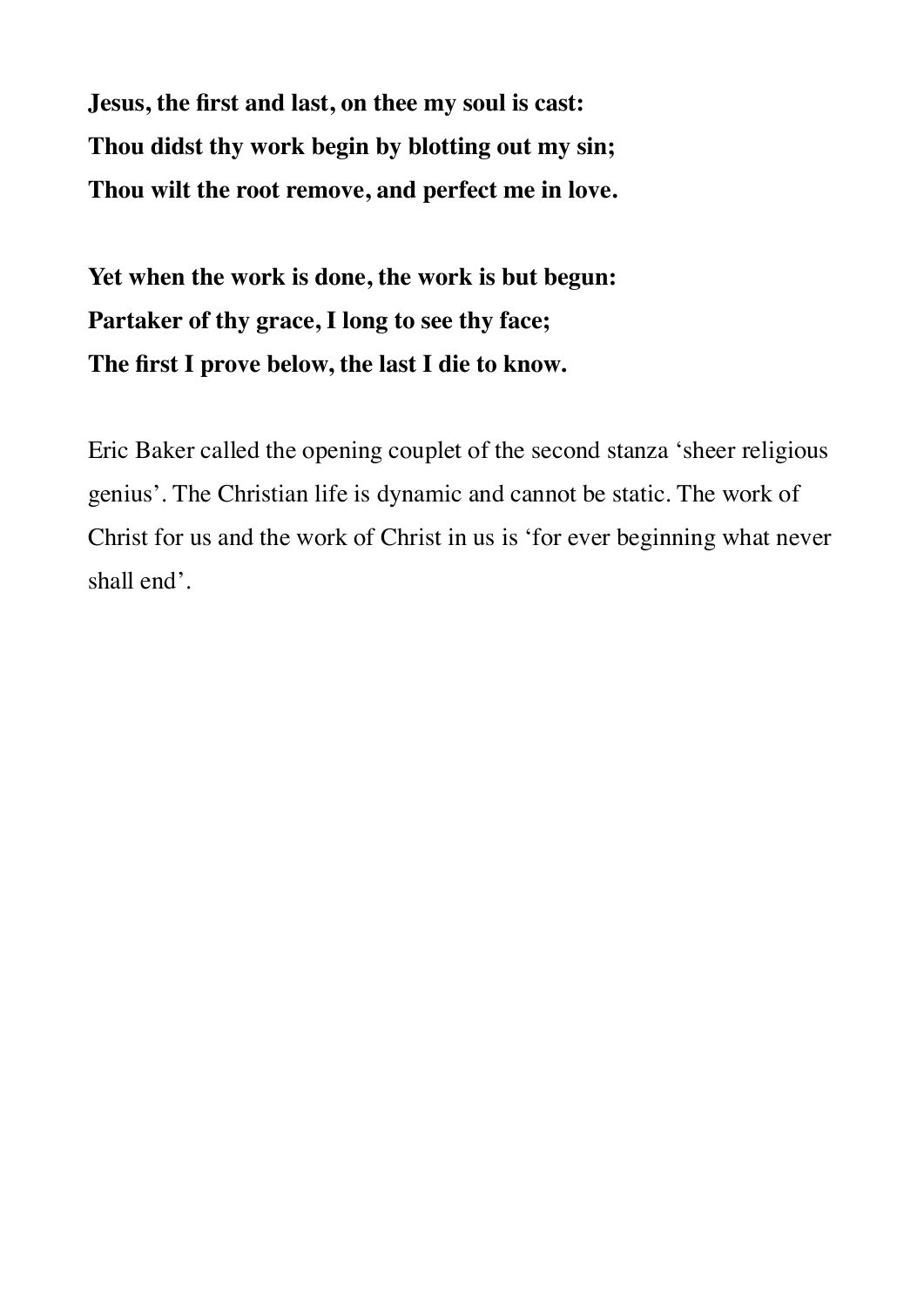**Jesus, the first and last, on thee my soul is cast:**
**Thou didst thy work begin by blotting out my sin;**
**Thou wilt the root remove, and perfect me in love.**

**Yet when the work is done, the work is but begun:**
**Partaker of thy grace, I long to see thy face;**
**The first I prove below, the last I die to know.**

Eric Baker called the opening couplet of the second stanza 'sheer religious genius'. The Christian life is dynamic and cannot be static. The work of Christ for us and the work of Christ in us is 'for ever beginning what never shall end'.